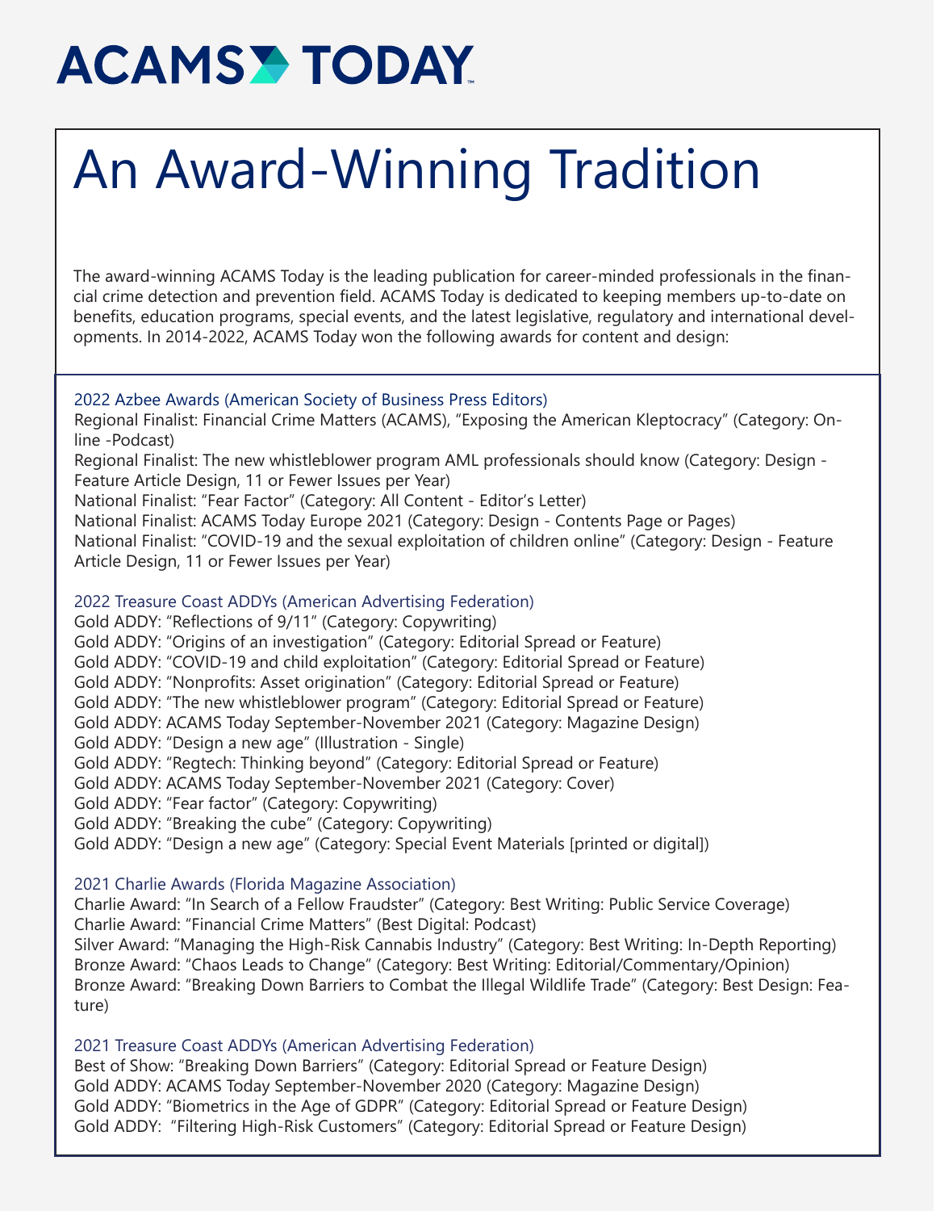# ACAMS TODAY

# An Award-Winning Tradition

The award-winning ACAMS Today is the leading publication for career-minded professionals in the financial crime detection and prevention field. ACAMS Today is dedicated to keeping members up-to-date on benefits, education programs, special events, and the latest legislative, regulatory and international developments. In 2014-2022, ACAMS Today won the following awards for content and design:

### 2022 Azbee Awards (American Society of Business Press Editors)

Regional Finalist: Financial Crime Matters (ACAMS), "Exposing the American Kleptocracy" (Category: Online -Podcast)
Regional Finalist: The new whistleblower program AML professionals should know (Category: Design - Feature Article Design, 11 or Fewer Issues per Year)
National Finalist: "Fear Factor" (Category: All Content - Editor's Letter)
National Finalist: ACAMS Today Europe 2021 (Category: Design - Contents Page or Pages)
National Finalist: "COVID-19 and the sexual exploitation of children online" (Category: Design - Feature Article Design, 11 or Fewer Issues per Year)

### 2022 Treasure Coast ADDYs (American Advertising Federation)

Gold ADDY: "Reflections of 9/11" (Category: Copywriting)
Gold ADDY: "Origins of an investigation" (Category: Editorial Spread or Feature)
Gold ADDY: "COVID-19 and child exploitation" (Category: Editorial Spread or Feature)
Gold ADDY: "Nonprofits: Asset origination" (Category: Editorial Spread or Feature)
Gold ADDY: "The new whistleblower program" (Category: Editorial Spread or Feature)
Gold ADDY: ACAMS Today September-November 2021 (Category: Magazine Design)
Gold ADDY: "Design a new age" (Illustration - Single)
Gold ADDY: "Regtech: Thinking beyond" (Category: Editorial Spread or Feature)
Gold ADDY: ACAMS Today September-November 2021 (Category: Cover)
Gold ADDY: "Fear factor" (Category: Copywriting)
Gold ADDY: "Breaking the cube" (Category: Copywriting)
Gold ADDY: "Design a new age" (Category: Special Event Materials [printed or digital])

### 2021 Charlie Awards (Florida Magazine Association)

Charlie Award: "In Search of a Fellow Fraudster" (Category: Best Writing: Public Service Coverage)
Charlie Award: "Financial Crime Matters" (Best Digital: Podcast)
Silver Award: "Managing the High-Risk Cannabis Industry" (Category: Best Writing: In-Depth Reporting)
Bronze Award: "Chaos Leads to Change" (Category: Best Writing: Editorial/Commentary/Opinion)
Bronze Award: "Breaking Down Barriers to Combat the Illegal Wildlife Trade" (Category: Best Design: Feature)

### 2021 Treasure Coast ADDYs (American Advertising Federation)

Best of Show: "Breaking Down Barriers" (Category: Editorial Spread or Feature Design)
Gold ADDY: ACAMS Today September-November 2020 (Category: Magazine Design)
Gold ADDY: "Biometrics in the Age of GDPR" (Category: Editorial Spread or Feature Design)
Gold ADDY: "Filtering High-Risk Customers" (Category: Editorial Spread or Feature Design)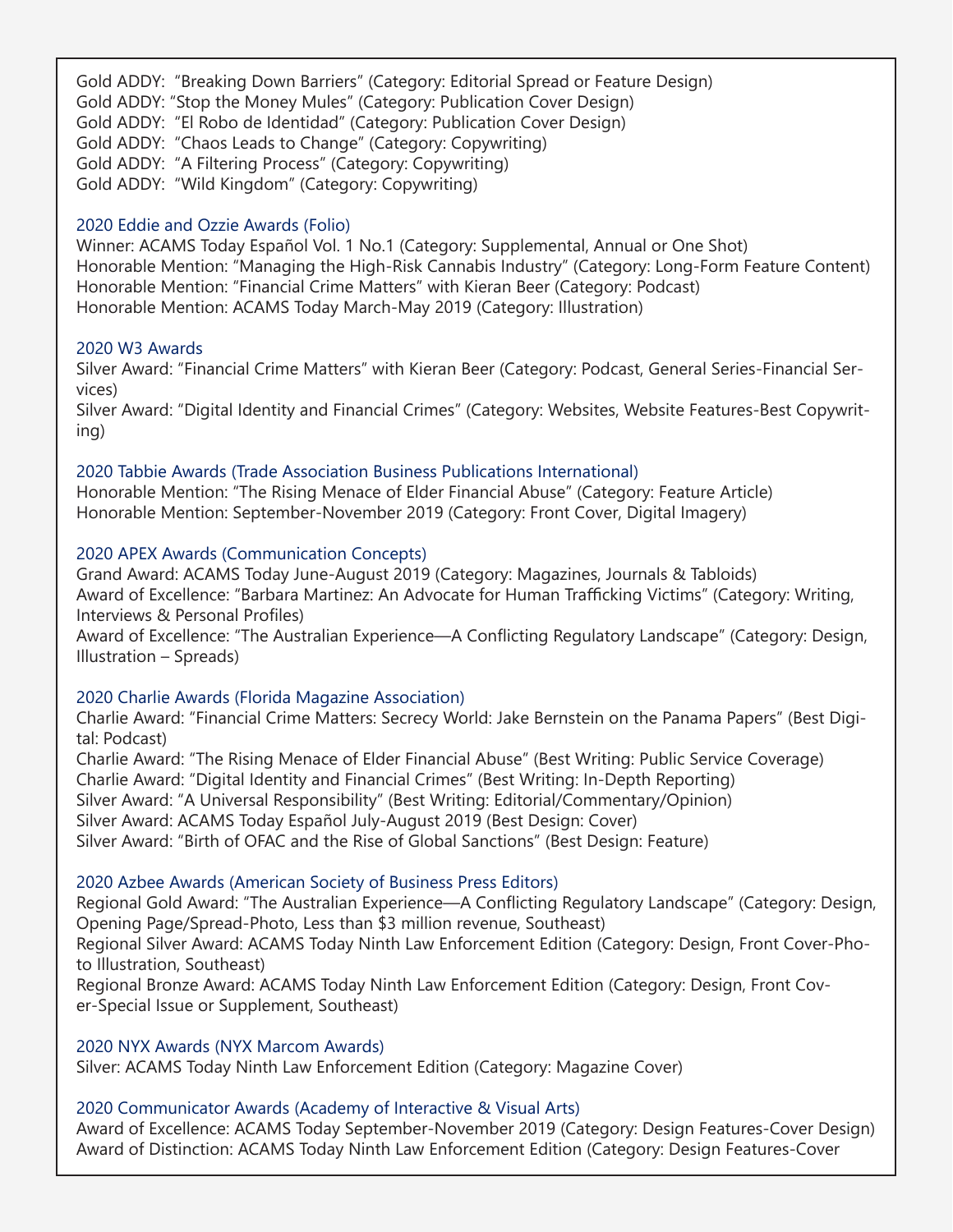Gold ADDY: "Breaking Down Barriers" (Category: Editorial Spread or Feature Design)
Gold ADDY: "Stop the Money Mules" (Category: Publication Cover Design)
Gold ADDY: "El Robo de Identidad" (Category: Publication Cover Design)
Gold ADDY: "Chaos Leads to Change" (Category: Copywriting)
Gold ADDY: "A Filtering Process" (Category: Copywriting)
Gold ADDY: "Wild Kingdom" (Category: Copywriting)

### 2020 Eddie and Ozzie Awards (Folio)

Winner: ACAMS Today Español Vol. 1 No.1 (Category: Supplemental, Annual or One Shot)
Honorable Mention: "Managing the High-Risk Cannabis Industry" (Category: Long-Form Feature Content)
Honorable Mention: "Financial Crime Matters" with Kieran Beer (Category: Podcast)
Honorable Mention: ACAMS Today March-May 2019 (Category: Illustration)

### 2020 W3 Awards

Silver Award: "Financial Crime Matters" with Kieran Beer (Category: Podcast, General Series-Financial Services)
Silver Award: "Digital Identity and Financial Crimes" (Category: Websites, Website Features-Best Copywriting)

### 2020 Tabbie Awards (Trade Association Business Publications International)

Honorable Mention: "The Rising Menace of Elder Financial Abuse" (Category: Feature Article)
Honorable Mention: September-November 2019 (Category: Front Cover, Digital Imagery)

### 2020 APEX Awards (Communication Concepts)

Grand Award: ACAMS Today June-August 2019 (Category: Magazines, Journals & Tabloids)
Award of Excellence: "Barbara Martinez: An Advocate for Human Trafficking Victims" (Category: Writing, Interviews & Personal Profiles)
Award of Excellence: "The Australian Experience—A Conflicting Regulatory Landscape" (Category: Design, Illustration – Spreads)

### 2020 Charlie Awards (Florida Magazine Association)

Charlie Award: "Financial Crime Matters: Secrecy World: Jake Bernstein on the Panama Papers" (Best Digital: Podcast)
Charlie Award: "The Rising Menace of Elder Financial Abuse" (Best Writing: Public Service Coverage)
Charlie Award: "Digital Identity and Financial Crimes" (Best Writing: In-Depth Reporting)
Silver Award: "A Universal Responsibility" (Best Writing: Editorial/Commentary/Opinion)
Silver Award: ACAMS Today Español July-August 2019 (Best Design: Cover)
Silver Award: "Birth of OFAC and the Rise of Global Sanctions" (Best Design: Feature)

### 2020 Azbee Awards (American Society of Business Press Editors)

Regional Gold Award: "The Australian Experience—A Conflicting Regulatory Landscape" (Category: Design, Opening Page/Spread-Photo, Less than $3 million revenue, Southeast)
Regional Silver Award: ACAMS Today Ninth Law Enforcement Edition (Category: Design, Front Cover-Photo Illustration, Southeast)
Regional Bronze Award: ACAMS Today Ninth Law Enforcement Edition (Category: Design, Front Cover-Special Issue or Supplement, Southeast)

### 2020 NYX Awards (NYX Marcom Awards)

Silver: ACAMS Today Ninth Law Enforcement Edition (Category: Magazine Cover)

### 2020 Communicator Awards (Academy of Interactive & Visual Arts)

Award of Excellence: ACAMS Today September-November 2019 (Category: Design Features-Cover Design)
Award of Distinction: ACAMS Today Ninth Law Enforcement Edition (Category: Design Features-Cover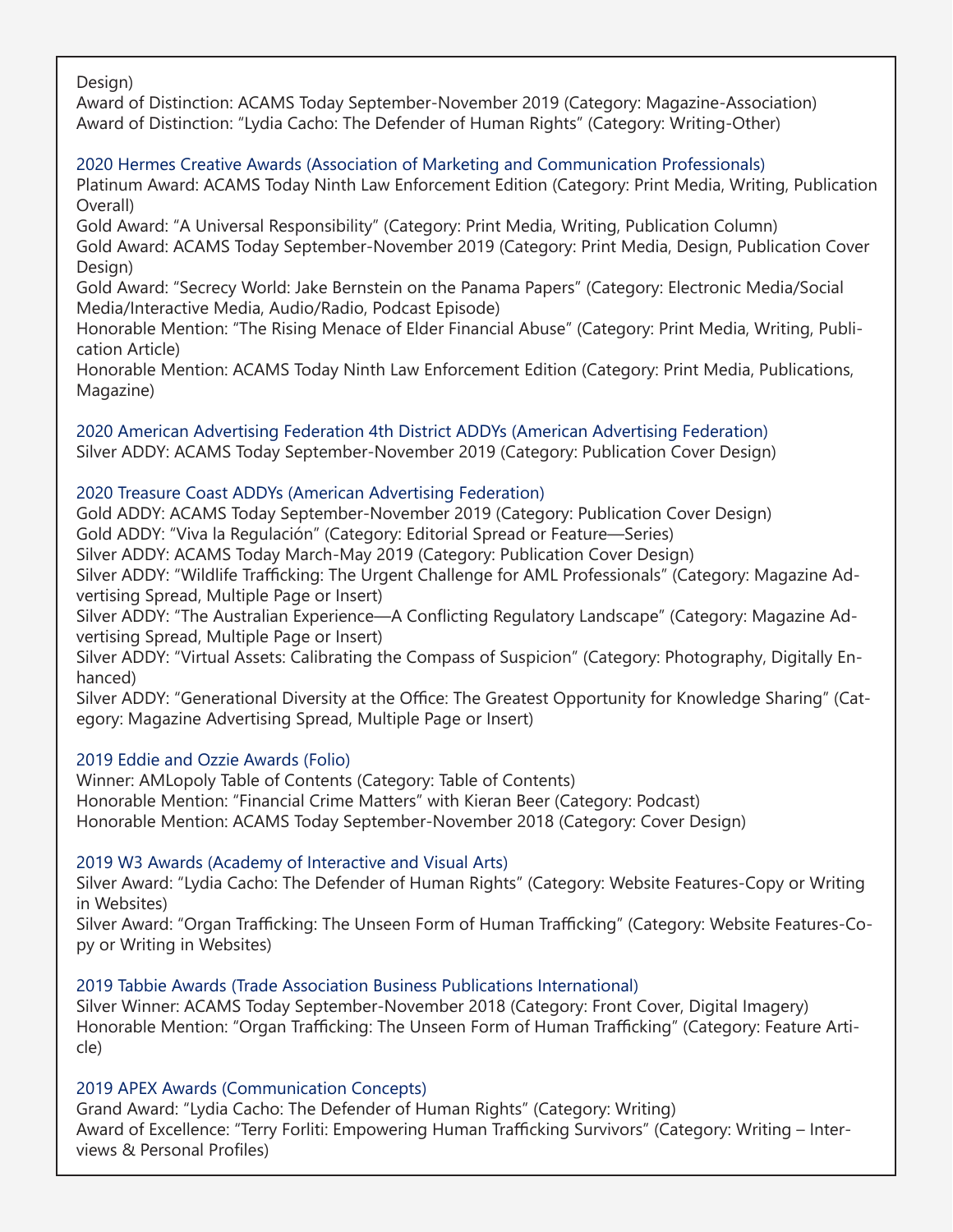Design)
Award of Distinction: ACAMS Today September-November 2019 (Category: Magazine-Association)
Award of Distinction: "Lydia Cacho: The Defender of Human Rights" (Category: Writing-Other)

### 2020 Hermes Creative Awards (Association of Marketing and Communication Professionals)

Platinum Award: ACAMS Today Ninth Law Enforcement Edition (Category: Print Media, Writing, Publication Overall)
Gold Award: "A Universal Responsibility" (Category: Print Media, Writing, Publication Column)
Gold Award: ACAMS Today September-November 2019 (Category: Print Media, Design, Publication Cover Design)
Gold Award: "Secrecy World: Jake Bernstein on the Panama Papers" (Category: Electronic Media/Social Media/Interactive Media, Audio/Radio, Podcast Episode)
Honorable Mention: "The Rising Menace of Elder Financial Abuse" (Category: Print Media, Writing, Publication Article)
Honorable Mention: ACAMS Today Ninth Law Enforcement Edition (Category: Print Media, Publications, Magazine)

### 2020 American Advertising Federation 4th District ADDYs (American Advertising Federation)

Silver ADDY: ACAMS Today September-November 2019 (Category: Publication Cover Design)

### 2020 Treasure Coast ADDYs (American Advertising Federation)

Gold ADDY: ACAMS Today September-November 2019 (Category: Publication Cover Design)
Gold ADDY: "Viva la Regulación" (Category: Editorial Spread or Feature—Series)
Silver ADDY: ACAMS Today March-May 2019 (Category: Publication Cover Design)
Silver ADDY: "Wildlife Trafficking: The Urgent Challenge for AML Professionals" (Category: Magazine Advertising Spread, Multiple Page or Insert)
Silver ADDY: "The Australian Experience—A Conflicting Regulatory Landscape" (Category: Magazine Advertising Spread, Multiple Page or Insert)
Silver ADDY: "Virtual Assets: Calibrating the Compass of Suspicion" (Category: Photography, Digitally Enhanced)
Silver ADDY: "Generational Diversity at the Office: The Greatest Opportunity for Knowledge Sharing" (Category: Magazine Advertising Spread, Multiple Page or Insert)

### 2019 Eddie and Ozzie Awards (Folio)

Winner: AMLopoly Table of Contents (Category: Table of Contents)
Honorable Mention: "Financial Crime Matters" with Kieran Beer (Category: Podcast)
Honorable Mention: ACAMS Today September-November 2018 (Category: Cover Design)

### 2019 W3 Awards (Academy of Interactive and Visual Arts)

Silver Award: "Lydia Cacho: The Defender of Human Rights" (Category: Website Features-Copy or Writing in Websites)
Silver Award: "Organ Trafficking: The Unseen Form of Human Trafficking" (Category: Website Features-Copy or Writing in Websites)

### 2019 Tabbie Awards (Trade Association Business Publications International)

Silver Winner: ACAMS Today September-November 2018 (Category: Front Cover, Digital Imagery)
Honorable Mention: "Organ Trafficking: The Unseen Form of Human Trafficking" (Category: Feature Article)

### 2019 APEX Awards (Communication Concepts)

Grand Award: "Lydia Cacho: The Defender of Human Rights" (Category: Writing)
Award of Excellence: "Terry Forliti: Empowering Human Trafficking Survivors" (Category: Writing – Interviews & Personal Profiles)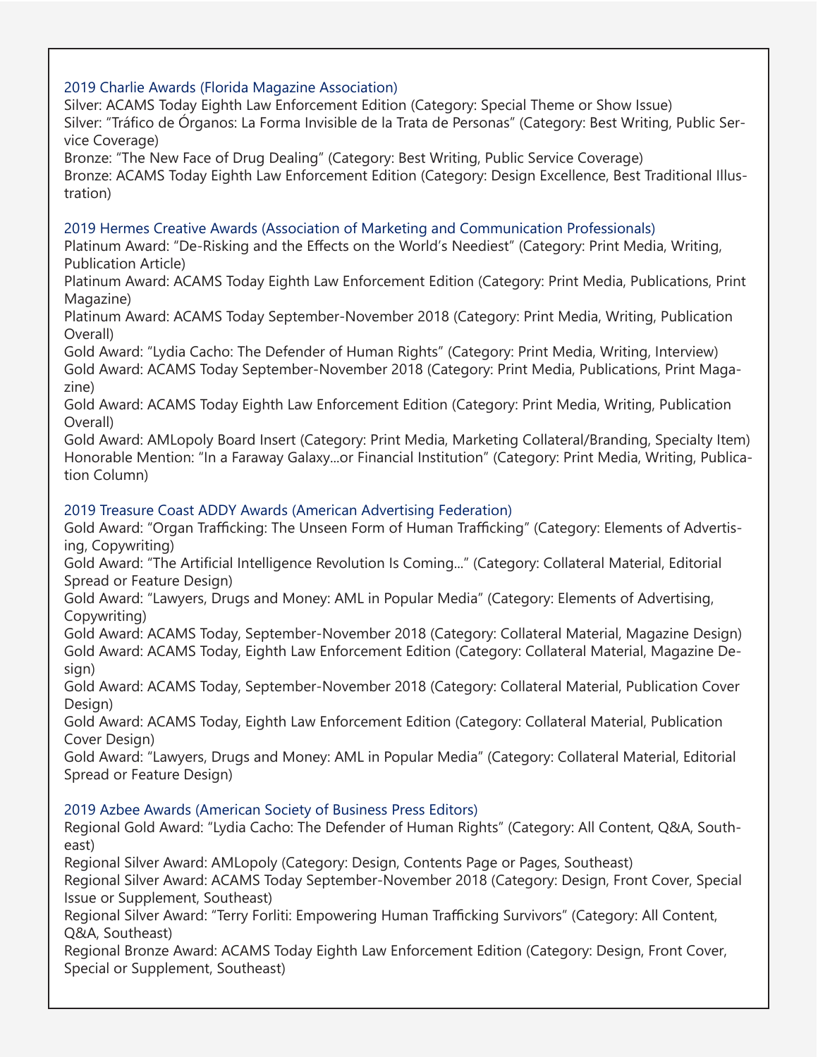### 2019 Charlie Awards (Florida Magazine Association)

Silver: ACAMS Today Eighth Law Enforcement Edition (Category: Special Theme or Show Issue)
Silver: "Tráfico de Órganos: La Forma Invisible de la Trata de Personas" (Category: Best Writing, Public Service Coverage)
Bronze: "The New Face of Drug Dealing" (Category: Best Writing, Public Service Coverage)
Bronze: ACAMS Today Eighth Law Enforcement Edition (Category: Design Excellence, Best Traditional Illustration)

### 2019 Hermes Creative Awards (Association of Marketing and Communication Professionals)

Platinum Award: "De-Risking and the Effects on the World's Neediest" (Category: Print Media, Writing, Publication Article)
Platinum Award: ACAMS Today Eighth Law Enforcement Edition (Category: Print Media, Publications, Print Magazine)
Platinum Award: ACAMS Today September-November 2018 (Category: Print Media, Writing, Publication Overall)
Gold Award: "Lydia Cacho: The Defender of Human Rights" (Category: Print Media, Writing, Interview)
Gold Award: ACAMS Today September-November 2018 (Category: Print Media, Publications, Print Magazine)
Gold Award: ACAMS Today Eighth Law Enforcement Edition (Category: Print Media, Writing, Publication Overall)
Gold Award: AMLopoly Board Insert (Category: Print Media, Marketing Collateral/Branding, Specialty Item)
Honorable Mention: "In a Faraway Galaxy...or Financial Institution" (Category: Print Media, Writing, Publication Column)

### 2019 Treasure Coast ADDY Awards (American Advertising Federation)

Gold Award: "Organ Trafficking: The Unseen Form of Human Trafficking" (Category: Elements of Advertising, Copywriting)
Gold Award: "The Artificial Intelligence Revolution Is Coming..." (Category: Collateral Material, Editorial Spread or Feature Design)
Gold Award: "Lawyers, Drugs and Money: AML in Popular Media" (Category: Elements of Advertising, Copywriting)
Gold Award: ACAMS Today, September-November 2018 (Category: Collateral Material, Magazine Design)
Gold Award: ACAMS Today, Eighth Law Enforcement Edition (Category: Collateral Material, Magazine Design)
Gold Award: ACAMS Today, September-November 2018 (Category: Collateral Material, Publication Cover Design)
Gold Award: ACAMS Today, Eighth Law Enforcement Edition (Category: Collateral Material, Publication Cover Design)
Gold Award: "Lawyers, Drugs and Money: AML in Popular Media" (Category: Collateral Material, Editorial Spread or Feature Design)

### 2019 Azbee Awards (American Society of Business Press Editors)

Regional Gold Award: "Lydia Cacho: The Defender of Human Rights" (Category: All Content, Q&A, Southeast)
Regional Silver Award: AMLopoly (Category: Design, Contents Page or Pages, Southeast)
Regional Silver Award: ACAMS Today September-November 2018 (Category: Design, Front Cover, Special Issue or Supplement, Southeast)
Regional Silver Award: "Terry Forliti: Empowering Human Trafficking Survivors" (Category: All Content, Q&A, Southeast)
Regional Bronze Award: ACAMS Today Eighth Law Enforcement Edition (Category: Design, Front Cover, Special or Supplement, Southeast)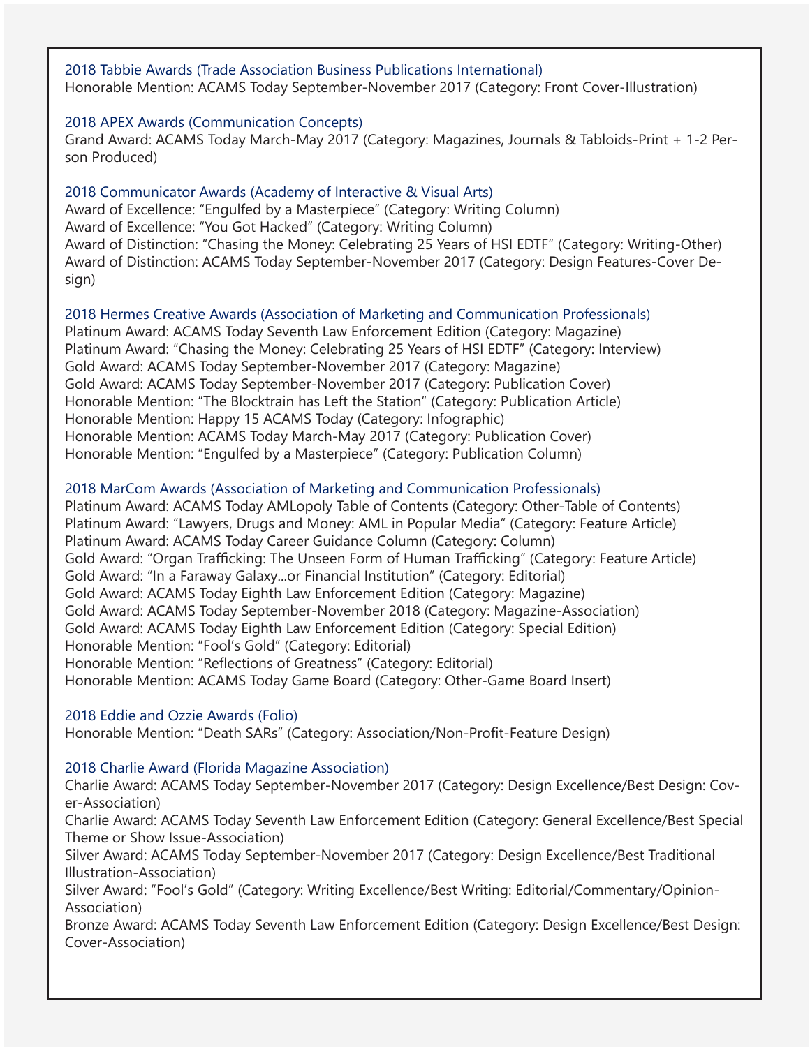2018 Tabbie Awards (Trade Association Business Publications International)
Honorable Mention: ACAMS Today September-November 2017 (Category: Front Cover-Illustration)

2018 APEX Awards (Communication Concepts)
Grand Award: ACAMS Today March-May 2017 (Category: Magazines, Journals & Tabloids-Print + 1-2 Person Produced)

2018 Communicator Awards (Academy of Interactive & Visual Arts)
Award of Excellence: "Engulfed by a Masterpiece" (Category: Writing Column)
Award of Excellence: "You Got Hacked" (Category: Writing Column)
Award of Distinction: "Chasing the Money: Celebrating 25 Years of HSI EDTF" (Category: Writing-Other)
Award of Distinction: ACAMS Today September-November 2017 (Category: Design Features-Cover Design)

2018 Hermes Creative Awards (Association of Marketing and Communication Professionals)
Platinum Award: ACAMS Today Seventh Law Enforcement Edition (Category: Magazine)
Platinum Award: "Chasing the Money: Celebrating 25 Years of HSI EDTF" (Category: Interview)
Gold Award: ACAMS Today September-November 2017 (Category: Magazine)
Gold Award: ACAMS Today September-November 2017 (Category: Publication Cover)
Honorable Mention: "The Blocktrain has Left the Station" (Category: Publication Article)
Honorable Mention: Happy 15 ACAMS Today (Category: Infographic)
Honorable Mention: ACAMS Today March-May 2017 (Category: Publication Cover)
Honorable Mention: "Engulfed by a Masterpiece" (Category: Publication Column)

2018 MarCom Awards (Association of Marketing and Communication Professionals)
Platinum Award: ACAMS Today AMLopoly Table of Contents (Category: Other-Table of Contents)
Platinum Award: "Lawyers, Drugs and Money: AML in Popular Media" (Category: Feature Article)
Platinum Award: ACAMS Today Career Guidance Column (Category: Column)
Gold Award: "Organ Trafficking: The Unseen Form of Human Trafficking" (Category: Feature Article)
Gold Award: "In a Faraway Galaxy...or Financial Institution" (Category: Editorial)
Gold Award: ACAMS Today Eighth Law Enforcement Edition (Category: Magazine)
Gold Award: ACAMS Today September-November 2018 (Category: Magazine-Association)
Gold Award: ACAMS Today Eighth Law Enforcement Edition (Category: Special Edition)
Honorable Mention: "Fool's Gold" (Category: Editorial)
Honorable Mention: "Reflections of Greatness" (Category: Editorial)
Honorable Mention: ACAMS Today Game Board (Category: Other-Game Board Insert)

2018 Eddie and Ozzie Awards (Folio)
Honorable Mention: "Death SARs" (Category: Association/Non-Profit-Feature Design)

2018 Charlie Award (Florida Magazine Association)
Charlie Award: ACAMS Today September-November 2017 (Category: Design Excellence/Best Design: Cover-Association)
Charlie Award: ACAMS Today Seventh Law Enforcement Edition (Category: General Excellence/Best Special Theme or Show Issue-Association)
Silver Award: ACAMS Today September-November 2017 (Category: Design Excellence/Best Traditional Illustration-Association)
Silver Award: "Fool's Gold" (Category: Writing Excellence/Best Writing: Editorial/Commentary/Opinion-Association)
Bronze Award: ACAMS Today Seventh Law Enforcement Edition (Category: Design Excellence/Best Design: Cover-Association)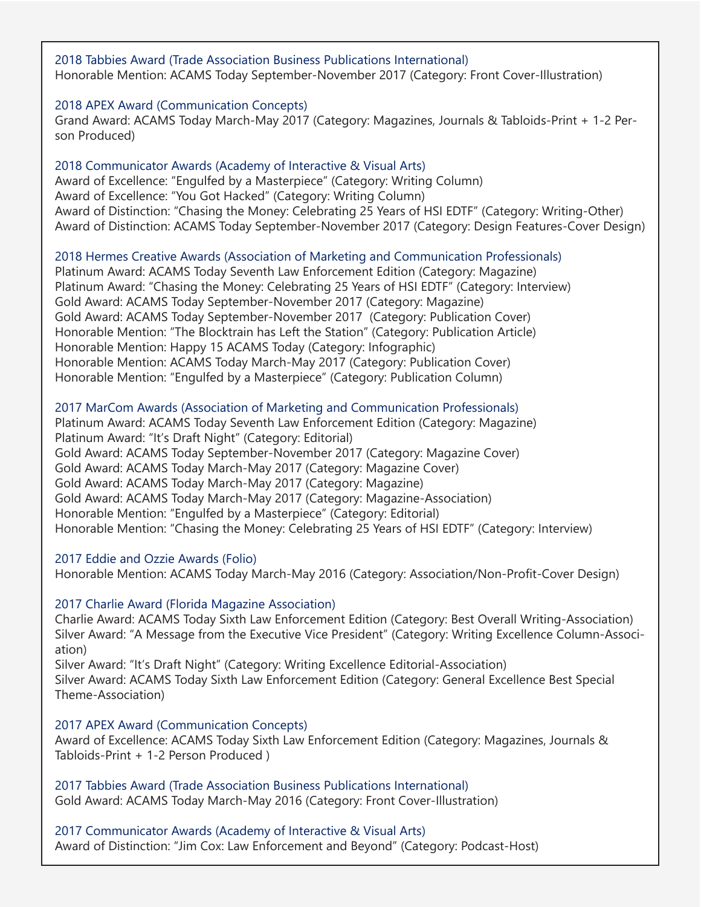2018 Tabbies Award (Trade Association Business Publications International)
Honorable Mention: ACAMS Today September-November 2017 (Category: Front Cover-Illustration)

2018 APEX Award (Communication Concepts)
Grand Award: ACAMS Today March-May 2017 (Category: Magazines, Journals & Tabloids-Print + 1-2 Person Produced)

2018 Communicator Awards (Academy of Interactive & Visual Arts)
Award of Excellence: "Engulfed by a Masterpiece" (Category: Writing Column)
Award of Excellence: "You Got Hacked" (Category: Writing Column)
Award of Distinction: "Chasing the Money: Celebrating 25 Years of HSI EDTF" (Category: Writing-Other)
Award of Distinction: ACAMS Today September-November 2017 (Category: Design Features-Cover Design)

2018 Hermes Creative Awards (Association of Marketing and Communication Professionals)
Platinum Award: ACAMS Today Seventh Law Enforcement Edition (Category: Magazine)
Platinum Award: "Chasing the Money: Celebrating 25 Years of HSI EDTF" (Category: Interview)
Gold Award: ACAMS Today September-November 2017 (Category: Magazine)
Gold Award: ACAMS Today September-November 2017 (Category: Publication Cover)
Honorable Mention: "The Blocktrain has Left the Station" (Category: Publication Article)
Honorable Mention: Happy 15 ACAMS Today (Category: Infographic)
Honorable Mention: ACAMS Today March-May 2017 (Category: Publication Cover)
Honorable Mention: "Engulfed by a Masterpiece" (Category: Publication Column)

2017 MarCom Awards (Association of Marketing and Communication Professionals)
Platinum Award: ACAMS Today Seventh Law Enforcement Edition (Category: Magazine)
Platinum Award: "It's Draft Night" (Category: Editorial)
Gold Award: ACAMS Today September-November 2017 (Category: Magazine Cover)
Gold Award: ACAMS Today March-May 2017 (Category: Magazine Cover)
Gold Award: ACAMS Today March-May 2017 (Category: Magazine)
Gold Award: ACAMS Today March-May 2017 (Category: Magazine-Association)
Honorable Mention: "Engulfed by a Masterpiece" (Category: Editorial)
Honorable Mention: "Chasing the Money: Celebrating 25 Years of HSI EDTF" (Category: Interview)

2017 Eddie and Ozzie Awards (Folio)
Honorable Mention: ACAMS Today March-May 2016 (Category: Association/Non-Profit-Cover Design)

2017 Charlie Award (Florida Magazine Association)
Charlie Award: ACAMS Today Sixth Law Enforcement Edition (Category: Best Overall Writing-Association)
Silver Award: "A Message from the Executive Vice President" (Category: Writing Excellence Column-Association)
Silver Award: "It's Draft Night" (Category: Writing Excellence Editorial-Association)
Silver Award: ACAMS Today Sixth Law Enforcement Edition (Category: General Excellence Best Special Theme-Association)

2017 APEX Award (Communication Concepts)
Award of Excellence: ACAMS Today Sixth Law Enforcement Edition (Category: Magazines, Journals & Tabloids-Print + 1-2 Person Produced )

2017 Tabbies Award (Trade Association Business Publications International)
Gold Award: ACAMS Today March-May 2016 (Category: Front Cover-Illustration)

2017 Communicator Awards (Academy of Interactive & Visual Arts)
Award of Distinction: "Jim Cox: Law Enforcement and Beyond" (Category: Podcast-Host)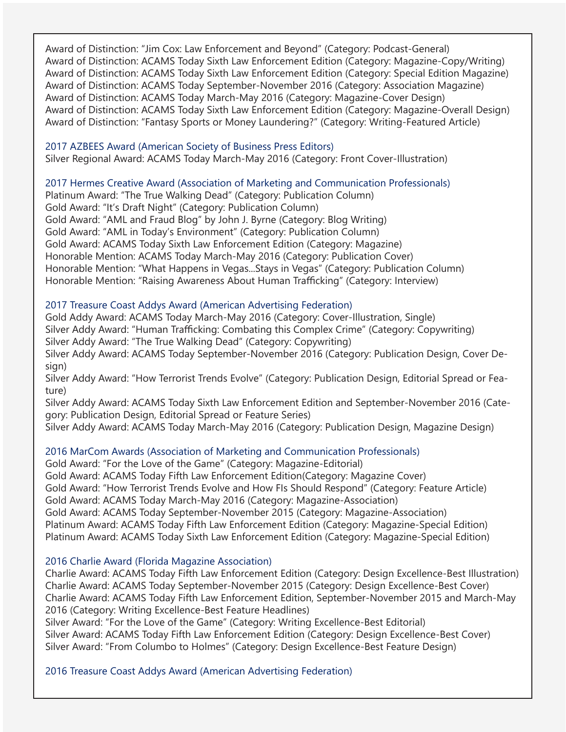Award of Distinction: “Jim Cox: Law Enforcement and Beyond” (Category: Podcast-General)
Award of Distinction: ACAMS Today Sixth Law Enforcement Edition (Category: Magazine-Copy/Writing)
Award of Distinction: ACAMS Today Sixth Law Enforcement Edition (Category: Special Edition Magazine)
Award of Distinction: ACAMS Today September-November 2016 (Category: Association Magazine)
Award of Distinction: ACAMS Today March-May 2016 (Category: Magazine-Cover Design)
Award of Distinction: ACAMS Today Sixth Law Enforcement Edition (Category: Magazine-Overall Design)
Award of Distinction: “Fantasy Sports or Money Laundering?” (Category: Writing-Featured Article)

### 2017 AZBEES Award (American Society of Business Press Editors)

Silver Regional Award: ACAMS Today March-May 2016 (Category: Front Cover-Illustration)

### 2017 Hermes Creative Award (Association of Marketing and Communication Professionals)

Platinum Award: “The True Walking Dead” (Category: Publication Column)
Gold Award: “It’s Draft Night” (Category: Publication Column)
Gold Award: “AML and Fraud Blog” by John J. Byrne (Category: Blog Writing)
Gold Award: “AML in Today’s Environment” (Category: Publication Column)
Gold Award: ACAMS Today Sixth Law Enforcement Edition (Category: Magazine)
Honorable Mention: ACAMS Today March-May 2016 (Category: Publication Cover)
Honorable Mention: “What Happens in Vegas...Stays in Vegas” (Category: Publication Column)
Honorable Mention: “Raising Awareness About Human Trafficking” (Category: Interview)

### 2017 Treasure Coast Addys Award (American Advertising Federation)

Gold Addy Award: ACAMS Today March-May 2016 (Category: Cover-Illustration, Single)
Silver Addy Award: “Human Trafficking: Combating this Complex Crime” (Category: Copywriting)
Silver Addy Award: “The True Walking Dead” (Category: Copywriting)
Silver Addy Award: ACAMS Today September-November 2016 (Category: Publication Design, Cover Design)
Silver Addy Award: “How Terrorist Trends Evolve” (Category: Publication Design, Editorial Spread or Feature)
Silver Addy Award: ACAMS Today Sixth Law Enforcement Edition and September-November 2016 (Category: Publication Design, Editorial Spread or Feature Series)
Silver Addy Award: ACAMS Today March-May 2016 (Category: Publication Design, Magazine Design)

### 2016 MarCom Awards (Association of Marketing and Communication Professionals)

Gold Award: “For the Love of the Game” (Category: Magazine-Editorial)
Gold Award: ACAMS Today Fifth Law Enforcement Edition(Category: Magazine Cover)
Gold Award: “How Terrorist Trends Evolve and How FIs Should Respond” (Category: Feature Article)
Gold Award: ACAMS Today March-May 2016 (Category: Magazine-Association)
Gold Award: ACAMS Today September-November 2015 (Category: Magazine-Association)
Platinum Award: ACAMS Today Fifth Law Enforcement Edition (Category: Magazine-Special Edition)
Platinum Award: ACAMS Today Sixth Law Enforcement Edition (Category: Magazine-Special Edition)

### 2016 Charlie Award (Florida Magazine Association)

Charlie Award: ACAMS Today Fifth Law Enforcement Edition (Category: Design Excellence-Best Illustration)
Charlie Award: ACAMS Today September-November 2015 (Category: Design Excellence-Best Cover)
Charlie Award: ACAMS Today Fifth Law Enforcement Edition, September-November 2015 and March-May 2016 (Category: Writing Excellence-Best Feature Headlines)
Silver Award: “For the Love of the Game” (Category: Writing Excellence-Best Editorial)
Silver Award: ACAMS Today Fifth Law Enforcement Edition (Category: Design Excellence-Best Cover)
Silver Award: “From Columbo to Holmes” (Category: Design Excellence-Best Feature Design)

### 2016 Treasure Coast Addys Award (American Advertising Federation)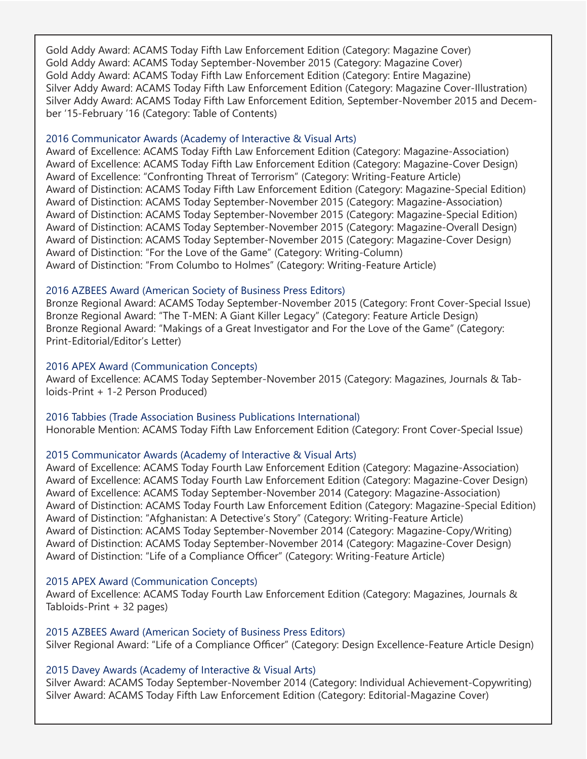Gold Addy Award: ACAMS Today Fifth Law Enforcement Edition (Category: Magazine Cover)
Gold Addy Award: ACAMS Today September-November 2015 (Category: Magazine Cover)
Gold Addy Award: ACAMS Today Fifth Law Enforcement Edition (Category: Entire Magazine)
Silver Addy Award: ACAMS Today Fifth Law Enforcement Edition (Category: Magazine Cover-Illustration)
Silver Addy Award: ACAMS Today Fifth Law Enforcement Edition, September-November 2015 and December '15-February '16 (Category: Table of Contents)

### 2016 Communicator Awards (Academy of Interactive & Visual Arts)

Award of Excellence: ACAMS Today Fifth Law Enforcement Edition (Category: Magazine-Association)
Award of Excellence: ACAMS Today Fifth Law Enforcement Edition (Category: Magazine-Cover Design)
Award of Excellence: "Confronting Threat of Terrorism" (Category: Writing-Feature Article)
Award of Distinction: ACAMS Today Fifth Law Enforcement Edition (Category: Magazine-Special Edition)
Award of Distinction: ACAMS Today September-November 2015 (Category: Magazine-Association)
Award of Distinction: ACAMS Today September-November 2015 (Category: Magazine-Special Edition)
Award of Distinction: ACAMS Today September-November 2015 (Category: Magazine-Overall Design)
Award of Distinction: ACAMS Today September-November 2015 (Category: Magazine-Cover Design)
Award of Distinction: "For the Love of the Game" (Category: Writing-Column)
Award of Distinction: "From Columbo to Holmes" (Category: Writing-Feature Article)

### 2016 AZBEES Award (American Society of Business Press Editors)

Bronze Regional Award: ACAMS Today September-November 2015 (Category: Front Cover-Special Issue)
Bronze Regional Award: "The T-MEN: A Giant Killer Legacy" (Category: Feature Article Design)
Bronze Regional Award: "Makings of a Great Investigator and For the Love of the Game" (Category: Print-Editorial/Editor's Letter)

### 2016 APEX Award (Communication Concepts)

Award of Excellence: ACAMS Today September-November 2015 (Category: Magazines, Journals & Tabloids-Print + 1-2 Person Produced)

### 2016 Tabbies (Trade Association Business Publications International)

Honorable Mention: ACAMS Today Fifth Law Enforcement Edition (Category: Front Cover-Special Issue)

### 2015 Communicator Awards (Academy of Interactive & Visual Arts)

Award of Excellence: ACAMS Today Fourth Law Enforcement Edition (Category: Magazine-Association)
Award of Excellence: ACAMS Today Fourth Law Enforcement Edition (Category: Magazine-Cover Design)
Award of Excellence: ACAMS Today September-November 2014 (Category: Magazine-Association)
Award of Distinction: ACAMS Today Fourth Law Enforcement Edition (Category: Magazine-Special Edition)
Award of Distinction: "Afghanistan: A Detective's Story" (Category: Writing-Feature Article)
Award of Distinction: ACAMS Today September-November 2014 (Category: Magazine-Copy/Writing)
Award of Distinction: ACAMS Today September-November 2014 (Category: Magazine-Cover Design)
Award of Distinction: "Life of a Compliance Officer" (Category: Writing-Feature Article)

### 2015 APEX Award (Communication Concepts)

Award of Excellence: ACAMS Today Fourth Law Enforcement Edition (Category: Magazines, Journals & Tabloids-Print + 32 pages)

### 2015 AZBEES Award (American Society of Business Press Editors)

Silver Regional Award: "Life of a Compliance Officer" (Category: Design Excellence-Feature Article Design)

### 2015 Davey Awards (Academy of Interactive & Visual Arts)

Silver Award: ACAMS Today September-November 2014 (Category: Individual Achievement-Copywriting)
Silver Award: ACAMS Today Fifth Law Enforcement Edition (Category: Editorial-Magazine Cover)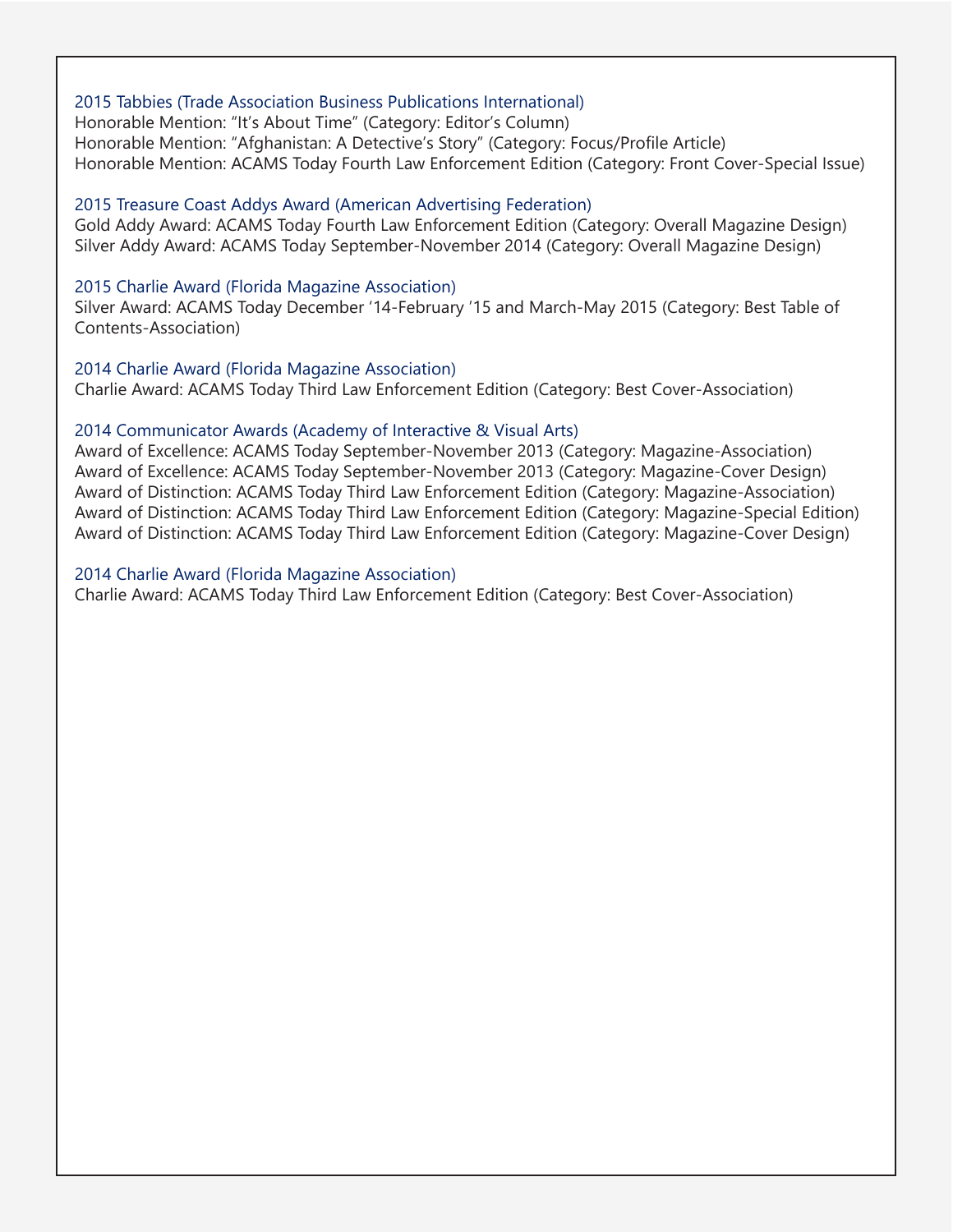### 2015 Tabbies (Trade Association Business Publications International)

Honorable Mention: “It’s About Time” (Category: Editor’s Column)
Honorable Mention: “Afghanistan: A Detective’s Story” (Category: Focus/Profile Article)
Honorable Mention: ACAMS Today Fourth Law Enforcement Edition (Category: Front Cover-Special Issue)

### 2015 Treasure Coast Addys Award (American Advertising Federation)

Gold Addy Award: ACAMS Today Fourth Law Enforcement Edition (Category: Overall Magazine Design)
Silver Addy Award: ACAMS Today September-November 2014 (Category: Overall Magazine Design)

### 2015 Charlie Award (Florida Magazine Association)

Silver Award: ACAMS Today December ’14-February ’15 and March-May 2015 (Category: Best Table of Contents-Association)

### 2014 Charlie Award (Florida Magazine Association)

Charlie Award: ACAMS Today Third Law Enforcement Edition (Category: Best Cover-Association)

### 2014 Communicator Awards (Academy of Interactive & Visual Arts)

Award of Excellence: ACAMS Today September-November 2013 (Category: Magazine-Association)
Award of Excellence: ACAMS Today September-November 2013 (Category: Magazine-Cover Design)
Award of Distinction: ACAMS Today Third Law Enforcement Edition (Category: Magazine-Association)
Award of Distinction: ACAMS Today Third Law Enforcement Edition (Category: Magazine-Special Edition)
Award of Distinction: ACAMS Today Third Law Enforcement Edition (Category: Magazine-Cover Design)

### 2014 Charlie Award (Florida Magazine Association)

Charlie Award: ACAMS Today Third Law Enforcement Edition (Category: Best Cover-Association)